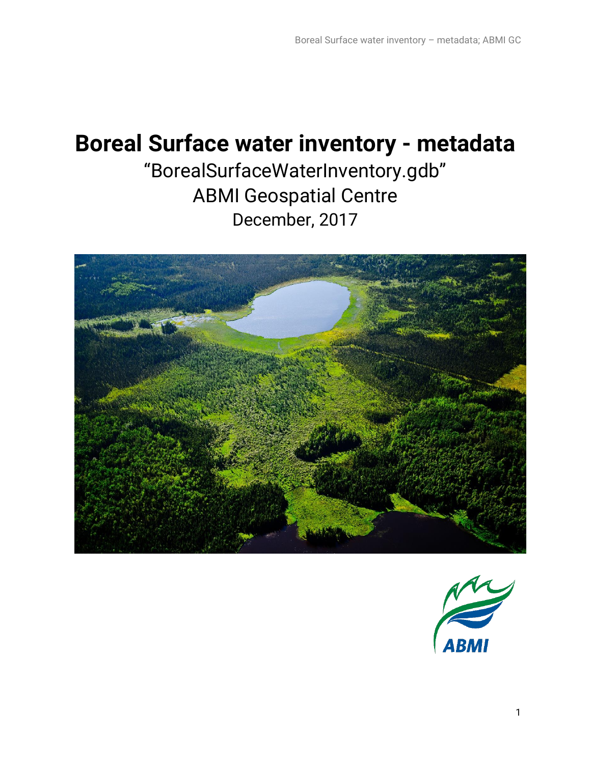# Boreal Surface water inventory - metadata

“BorealSurfaceWaterInventory.gdb”

ABMI Geospatial Centre

December, 2017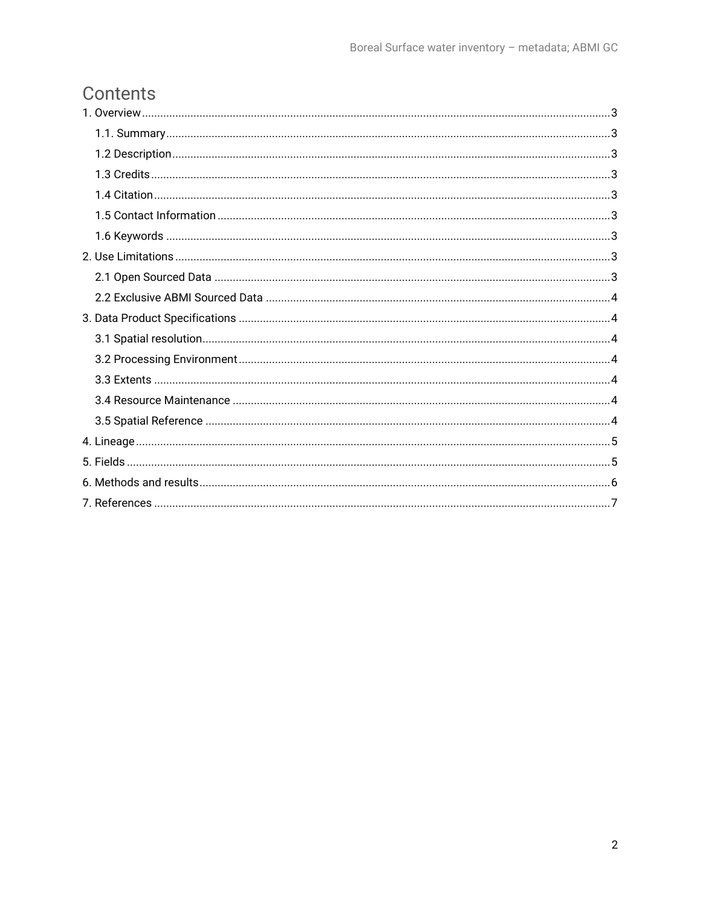# Contents

1. Overview ..... 3
   - 1.1. Summary ..... 3
   - 1.2 Description ..... 3
   - 1.3 Credits ..... 3
   - 1.4 Citation ..... 3
   - 1.5 Contact Information ..... 3
   - 1.6 Keywords ..... 3
2. Use Limitations ..... 3
   - 2.1 Open Sourced Data ..... 3
   - 2.2 Exclusive ABMI Sourced Data ..... 4
3. Data Product Specifications ..... 4
   - 3.1 Spatial resolution ..... 4
   - 3.2 Processing Environment ..... 4
   - 3.3 Extents ..... 4
   - 3.4 Resource Maintenance ..... 4
   - 3.5 Spatial Reference ..... 4
4. Lineage ..... 5
5. Fields ..... 5
6. Methods and results ..... 6
7. References ..... 7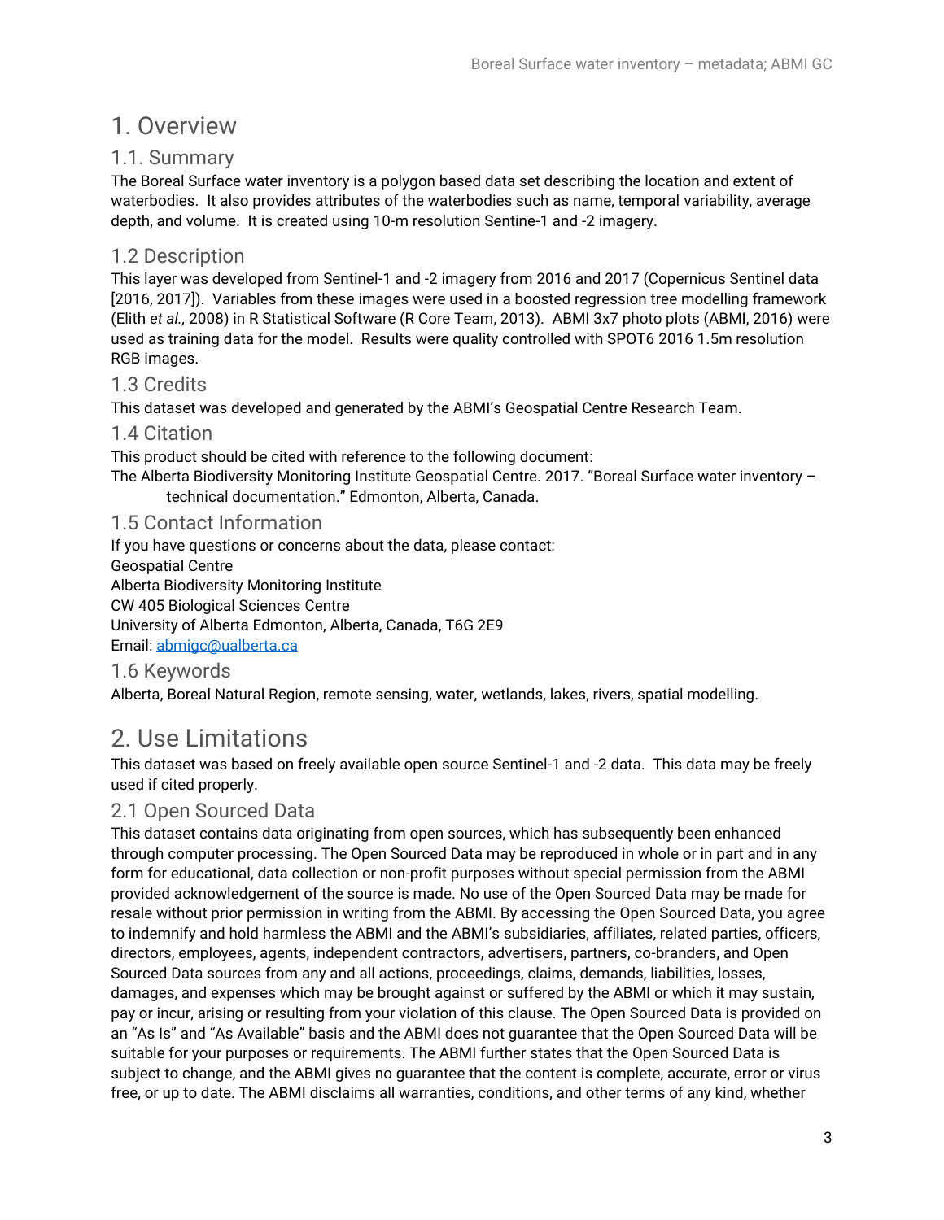# 1. Overview

## 1.1. Summary

The Boreal Surface water inventory is a polygon based data set describing the location and extent of waterbodies. It also provides attributes of the waterbodies such as name, temporal variability, average depth, and volume. It is created using 10-m resolution Sentine-1 and -2 imagery.

## 1.2 Description

This layer was developed from Sentinel-1 and -2 imagery from 2016 and 2017 (Copernicus Sentinel data [2016, 2017]). Variables from these images were used in a boosted regression tree modelling framework (Elith *et al.,* 2008) in R Statistical Software (R Core Team, 2013). ABMI 3x7 photo plots (ABMI, 2016) were used as training data for the model. Results were quality controlled with SPOT6 2016 1.5m resolution RGB images.

## 1.3 Credits

This dataset was developed and generated by the ABMI's Geospatial Centre Research Team.

## 1.4 Citation

This product should be cited with reference to the following document:

The Alberta Biodiversity Monitoring Institute Geospatial Centre. 2017. "Boreal Surface water inventory – technical documentation." Edmonton, Alberta, Canada.

## 1.5 Contact Information

If you have questions or concerns about the data, please contact:
Geospatial Centre
Alberta Biodiversity Monitoring Institute
CW 405 Biological Sciences Centre
University of Alberta Edmonton, Alberta, Canada, T6G 2E9
Email: abmigc@ualberta.ca

## 1.6 Keywords

Alberta, Boreal Natural Region, remote sensing, water, wetlands, lakes, rivers, spatial modelling.

# 2. Use Limitations

This dataset was based on freely available open source Sentinel-1 and -2 data. This data may be freely used if cited properly.

## 2.1 Open Sourced Data

This dataset contains data originating from open sources, which has subsequently been enhanced through computer processing. The Open Sourced Data may be reproduced in whole or in part and in any form for educational, data collection or non-profit purposes without special permission from the ABMI provided acknowledgement of the source is made. No use of the Open Sourced Data may be made for resale without prior permission in writing from the ABMI. By accessing the Open Sourced Data, you agree to indemnify and hold harmless the ABMI and the ABMI's subsidiaries, affiliates, related parties, officers, directors, employees, agents, independent contractors, advertisers, partners, co-branders, and Open Sourced Data sources from any and all actions, proceedings, claims, demands, liabilities, losses, damages, and expenses which may be brought against or suffered by the ABMI or which it may sustain, pay or incur, arising or resulting from your violation of this clause. The Open Sourced Data is provided on an "As Is" and "As Available" basis and the ABMI does not guarantee that the Open Sourced Data will be suitable for your purposes or requirements. The ABMI further states that the Open Sourced Data is subject to change, and the ABMI gives no guarantee that the content is complete, accurate, error or virus free, or up to date. The ABMI disclaims all warranties, conditions, and other terms of any kind, whether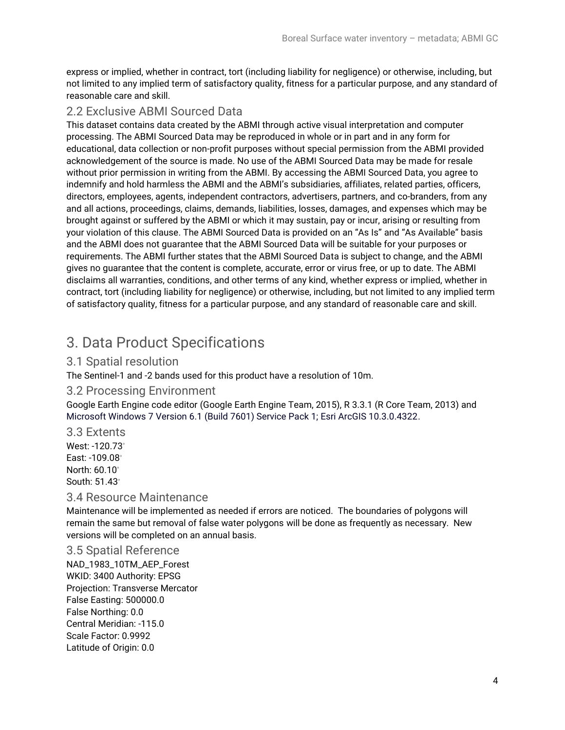express or implied, whether in contract, tort (including liability for negligence) or otherwise, including, but not limited to any implied term of satisfactory quality, fitness for a particular purpose, and any standard of reasonable care and skill.

### 2.2 Exclusive ABMI Sourced Data

This dataset contains data created by the ABMI through active visual interpretation and computer processing. The ABMI Sourced Data may be reproduced in whole or in part and in any form for educational, data collection or non-profit purposes without special permission from the ABMI provided acknowledgement of the source is made. No use of the ABMI Sourced Data may be made for resale without prior permission in writing from the ABMI. By accessing the ABMI Sourced Data, you agree to indemnify and hold harmless the ABMI and the ABMI's subsidiaries, affiliates, related parties, officers, directors, employees, agents, independent contractors, advertisers, partners, and co-branders, from any and all actions, proceedings, claims, demands, liabilities, losses, damages, and expenses which may be brought against or suffered by the ABMI or which it may sustain, pay or incur, arising or resulting from your violation of this clause. The ABMI Sourced Data is provided on an "As Is" and "As Available" basis and the ABMI does not guarantee that the ABMI Sourced Data will be suitable for your purposes or requirements. The ABMI further states that the ABMI Sourced Data is subject to change, and the ABMI gives no guarantee that the content is complete, accurate, error or virus free, or up to date. The ABMI disclaims all warranties, conditions, and other terms of any kind, whether express or implied, whether in contract, tort (including liability for negligence) or otherwise, including, but not limited to any implied term of satisfactory quality, fitness for a particular purpose, and any standard of reasonable care and skill.

## 3. Data Product Specifications

### 3.1 Spatial resolution

The Sentinel-1 and -2 bands used for this product have a resolution of 10m.

### 3.2 Processing Environment

Google Earth Engine code editor (Google Earth Engine Team, 2015), R 3.3.1 (R Core Team, 2013) and Microsoft Windows 7 Version 6.1 (Build 7601) Service Pack 1; Esri ArcGIS 10.3.0.4322.

### 3.3 Extents

West: -120.73°
East: -109.08°
North: 60.10°
South: 51.43°

### 3.4 Resource Maintenance

Maintenance will be implemented as needed if errors are noticed. The boundaries of polygons will remain the same but removal of false water polygons will be done as frequently as necessary. New versions will be completed on an annual basis.

### 3.5 Spatial Reference

NAD_1983_10TM_AEP_Forest
WKID: 3400 Authority: EPSG
Projection: Transverse Mercator
False Easting: 500000.0
False Northing: 0.0
Central Meridian: -115.0
Scale Factor: 0.9992
Latitude of Origin: 0.0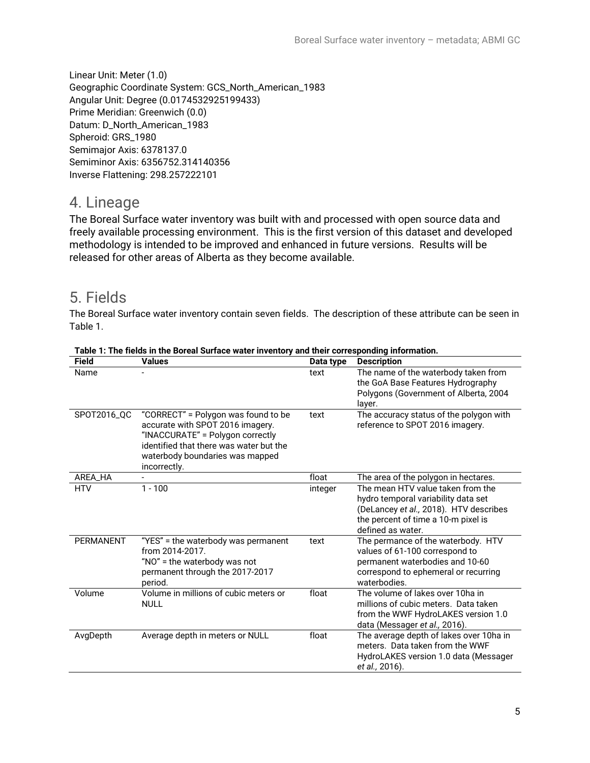Linear Unit: Meter (1.0)
Geographic Coordinate System: GCS_North_American_1983
Angular Unit: Degree (0.0174532925199433)
Prime Meridian: Greenwich (0.0)
Datum: D_North_American_1983
Spheroid: GRS_1980
Semimajor Axis: 6378137.0
Semiminor Axis: 6356752.314140356
Inverse Flattening: 298.257222101

# 4. Lineage

The Boreal Surface water inventory was built with and processed with open source data and freely available processing environment. This is the first version of this dataset and developed methodology is intended to be improved and enhanced in future versions. Results will be released for other areas of Alberta as they become available.

# 5. Fields

The Boreal Surface water inventory contain seven fields. The description of these attribute can be seen in Table 1.

**Table 1: The fields in the Boreal Surface water inventory and their corresponding information.**

| Field | Values | Data type | Description |
|---|---|---|---|
| Name | - | text | The name of the waterbody taken from the GoA Base Features Hydrography Polygons (Government of Alberta, 2004 layer. |
| SPOT2016_QC | "CORRECT" = Polygon was found to be accurate with SPOT 2016 imagery. "INACCURATE" = Polygon correctly identified that there was water but the waterbody boundaries was mapped incorrectly. | text | The accuracy status of the polygon with reference to SPOT 2016 imagery. |
| AREA_HA | - | float | The area of the polygon in hectares. |
| HTV | 1 - 100 | integer | The mean HTV value taken from the hydro temporal variability data set (DeLancey *et al.,* 2018). HTV describes the percent of time a 10-m pixel is defined as water. |
| PERMANENT | "YES" = the waterbody was permanent from 2014-2017. "NO" = the waterbody was not permanent through the 2017-2017 period. | text | The permance of the waterbody. HTV values of 61-100 correspond to permanent waterbodies and 10-60 correspond to ephemeral or recurring waterbodies. |
| Volume | Volume in millions of cubic meters or NULL | float | The volume of lakes over 10ha in millions of cubic meters. Data taken from the WWF HydroLAKES version 1.0 data (Messager *et al.,* 2016). |
| AvgDepth | Average depth in meters or NULL | float | The average depth of lakes over 10ha in meters. Data taken from the WWF HydroLAKES version 1.0 data (Messager *et al.,* 2016). |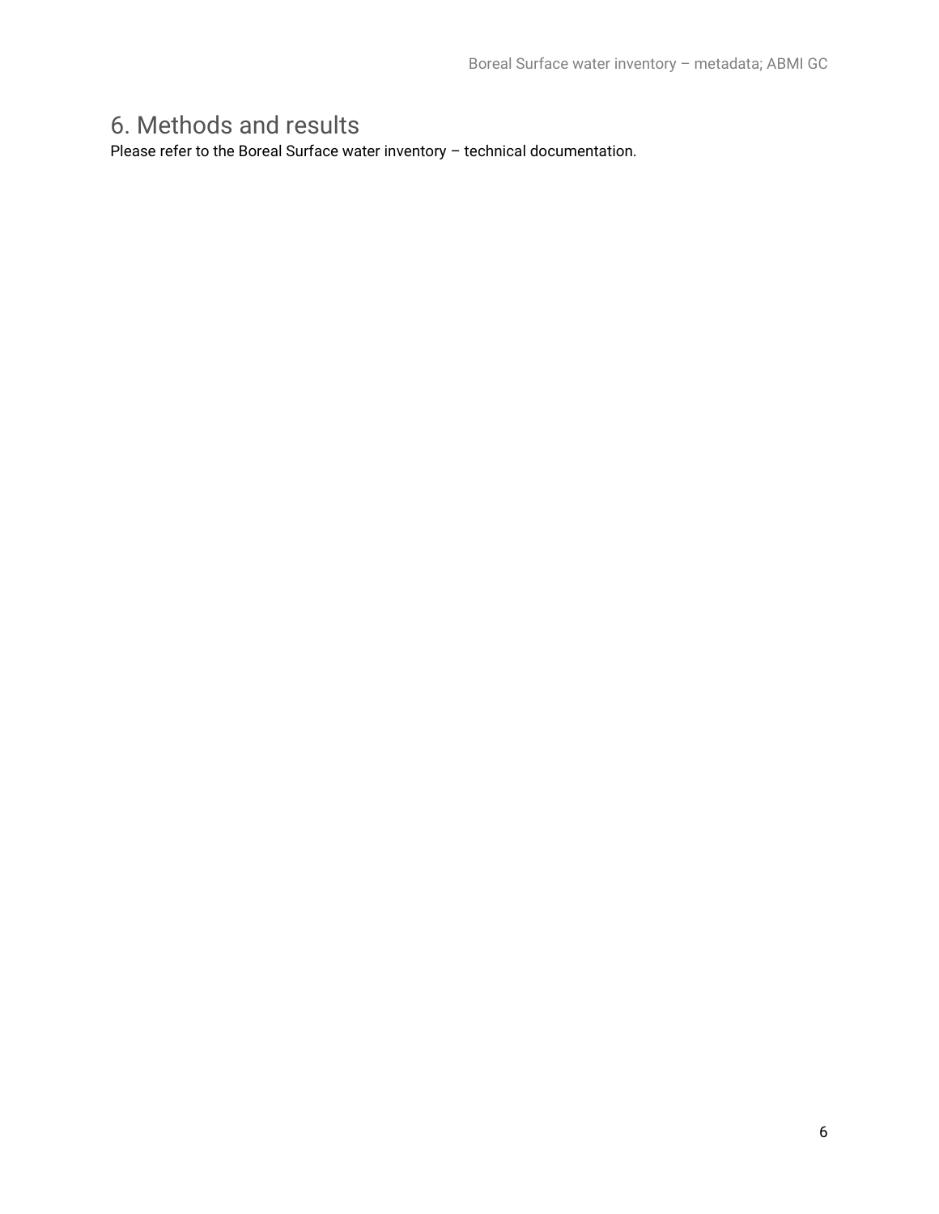# 6. Methods and results

Please refer to the Boreal Surface water inventory – technical documentation.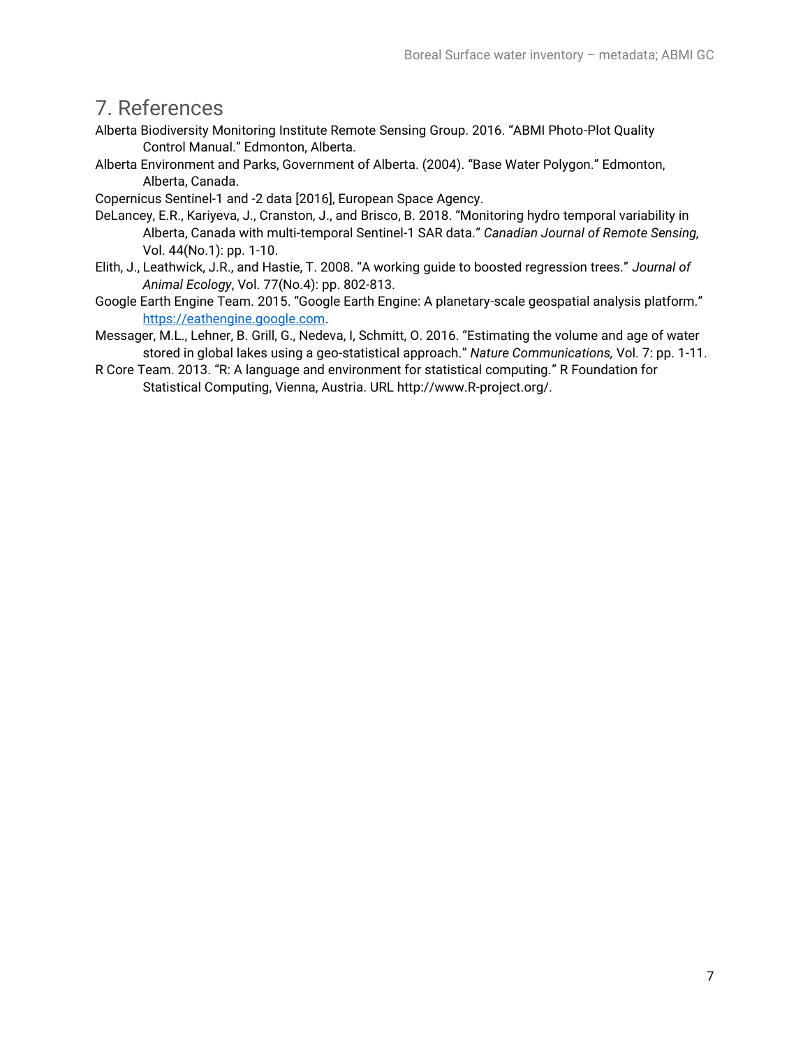## 7. References

Alberta Biodiversity Monitoring Institute Remote Sensing Group. 2016. "ABMI Photo-Plot Quality Control Manual." Edmonton, Alberta.

Alberta Environment and Parks, Government of Alberta. (2004). "Base Water Polygon." Edmonton, Alberta, Canada.

Copernicus Sentinel-1 and -2 data [2016], European Space Agency.

DeLancey, E.R., Kariyeva, J., Cranston, J., and Brisco, B. 2018. "Monitoring hydro temporal variability in Alberta, Canada with multi-temporal Sentinel-1 SAR data." *Canadian Journal of Remote Sensing,* Vol. 44(No.1): pp. 1-10.

Elith, J., Leathwick, J.R., and Hastie, T. 2008. "A working guide to boosted regression trees." *Journal of Animal Ecology*, Vol. 77(No.4): pp. 802-813.

Google Earth Engine Team. 2015. "Google Earth Engine: A planetary-scale geospatial analysis platform." [https://eathengine.google.com](https://eathengine.google.com).

Messager, M.L., Lehner, B. Grill, G., Nedeva, I, Schmitt, O. 2016. "Estimating the volume and age of water stored in global lakes using a geo-statistical approach." *Nature Communications,* Vol. 7: pp. 1-11.

R Core Team. 2013. "R: A language and environment for statistical computing." R Foundation for Statistical Computing, Vienna, Austria. URL http://www.R-project.org/.